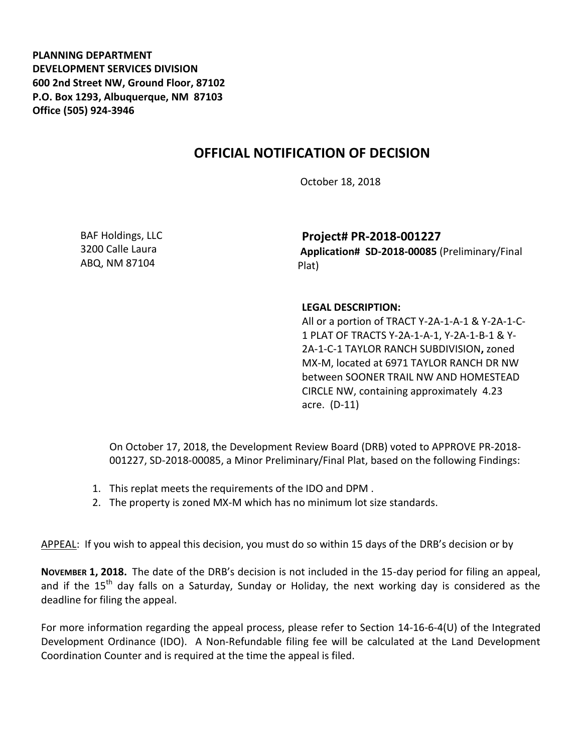**PLANNING DEPARTMENT**
**DEVELOPMENT SERVICES DIVISION**
**600 2nd Street NW, Ground Floor, 87102**
**P.O. Box 1293, Albuquerque, NM 87103**
**Office (505) 924-3946**

# OFFICIAL NOTIFICATION OF DECISION

October 18, 2018

BAF Holdings, LLC
3200 Calle Laura
ABQ, NM 87104

**Project# PR-2018-001227**
**Application# SD-2018-00085** (Preliminary/Final Plat)

**LEGAL DESCRIPTION:**
All or a portion of TRACT Y-2A-1-A-1 & Y-2A-1-C-1 PLAT OF TRACTS Y-2A-1-A-1, Y-2A-1-B-1 & Y-2A-1-C-1 TAYLOR RANCH SUBDIVISION**,** zoned MX-M, located at 6971 TAYLOR RANCH DR NW between SOONER TRAIL NW AND HOMESTEAD CIRCLE NW, containing approximately 4.23 acre. (D-11)

On October 17, 2018, the Development Review Board (DRB) voted to APPROVE PR-2018-001227, SD-2018-00085, a Minor Preliminary/Final Plat, based on the following Findings:

1. This replat meets the requirements of the IDO and DPM .
2. The property is zoned MX-M which has no minimum lot size standards.

<u>APPEAL</u>: If you wish to appeal this decision, you must do so within 15 days of the DRB's decision or by **NOVEMBER 1, 2018.** The date of the DRB's decision is not included in the 15-day period for filing an appeal, and if the 15th day falls on a Saturday, Sunday or Holiday, the next working day is considered as the deadline for filing the appeal.

For more information regarding the appeal process, please refer to Section 14-16-6-4(U) of the Integrated Development Ordinance (IDO). A Non-Refundable filing fee will be calculated at the Land Development Coordination Counter and is required at the time the appeal is filed.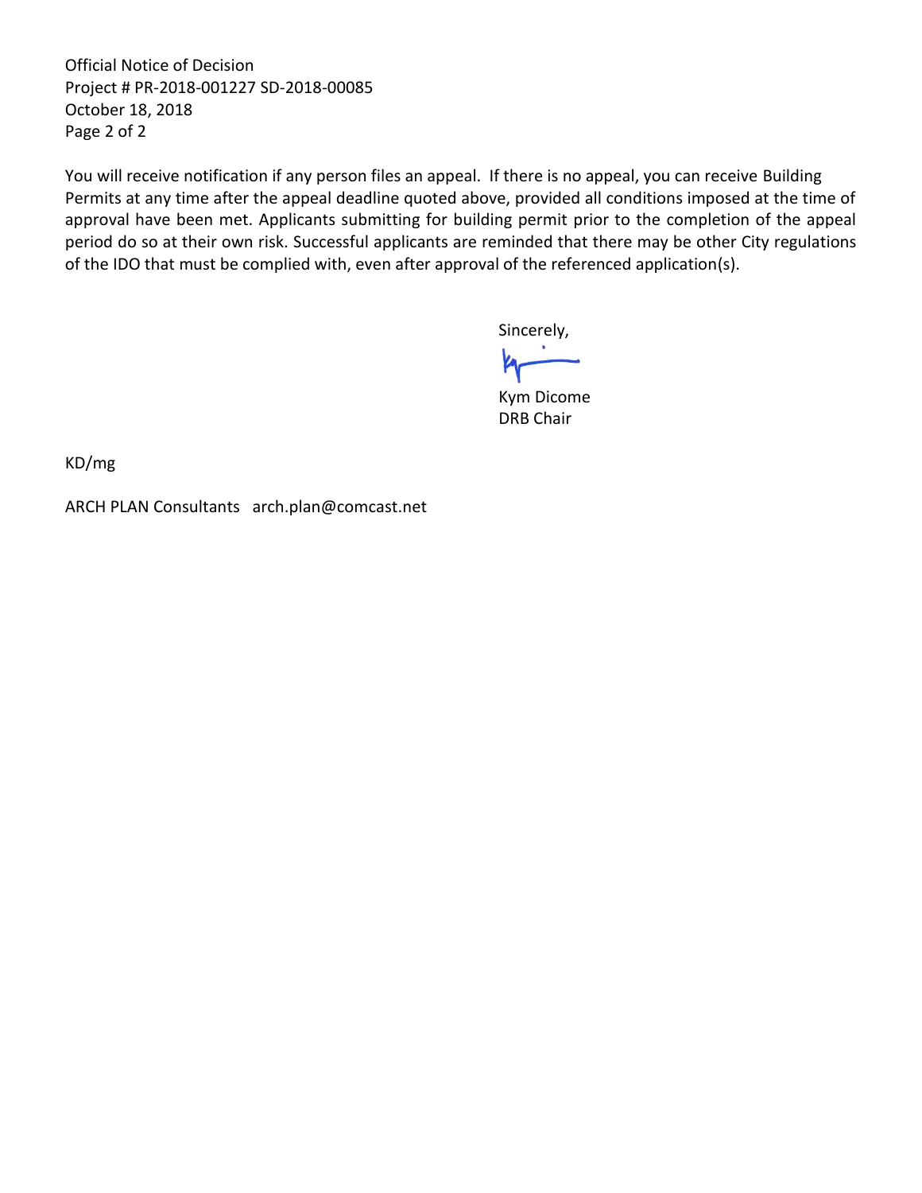You will receive notification if any person files an appeal. If there is no appeal, you can receive Building Permits at any time after the appeal deadline quoted above, provided all conditions imposed at the time of approval have been met. Applicants submitting for building permit prior to the completion of the appeal period do so at their own risk. Successful applicants are reminded that there may be other City regulations of the IDO that must be complied with, even after approval of the referenced application(s).

Sincerely,

Kym Dicome
DRB Chair

KD/mg

ARCH PLAN Consultants arch.plan@comcast.net